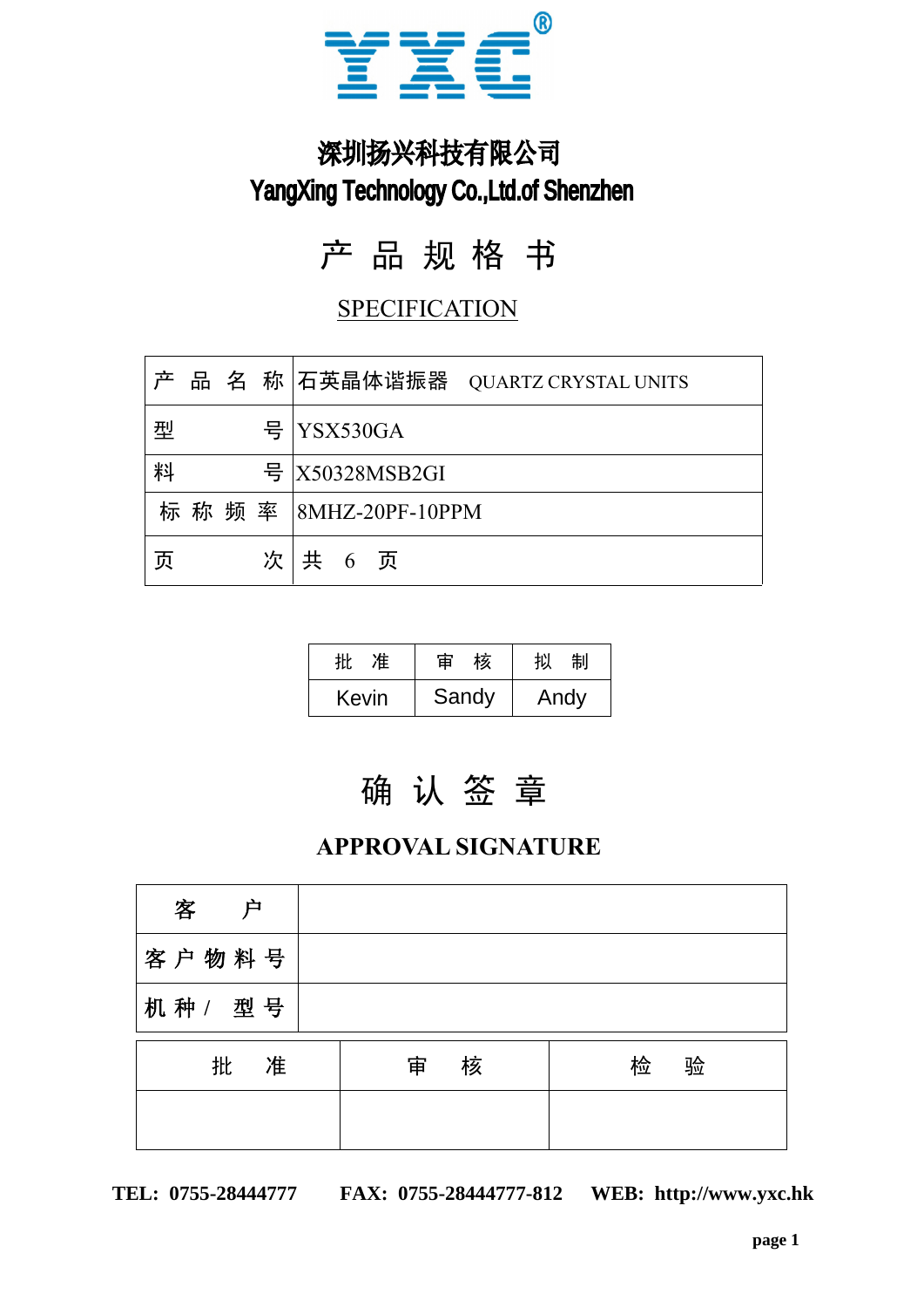# 深圳扬兴科技有限公司

# YangXing Technology Co.,Ltd.of Shenzhen

## 产 品 规 格 书

## SPECIFICATION

| 产 品 名 称 | 石英晶体谐振器 QUARTZ CRYSTAL UNITS |
|---|---|
| 型 号 | YSX530GA |
| 料 号 | X50328MSB2GI |
| 标 称 频 率 | 8MHZ-20PF-10PPM |
| 页 次 | 共 6 页 |

| 批 准 | 审 核 | 拟 制 |
|---|---|---|
| Kevin | Sandy | Andy |

## 确 认 签 章

## APPROVAL SIGNATURE

| 客 户 | |
|---|---|
| 客 户 物 料 号 | |
| 机 种 / 型 号 | |

| 批 准 | 审 核 | 检 验 |
|---|---|---|
| | | |

**TEL: 0755-28444777 FAX: 0755-28444777-812 WEB: http://www.yxc.hk**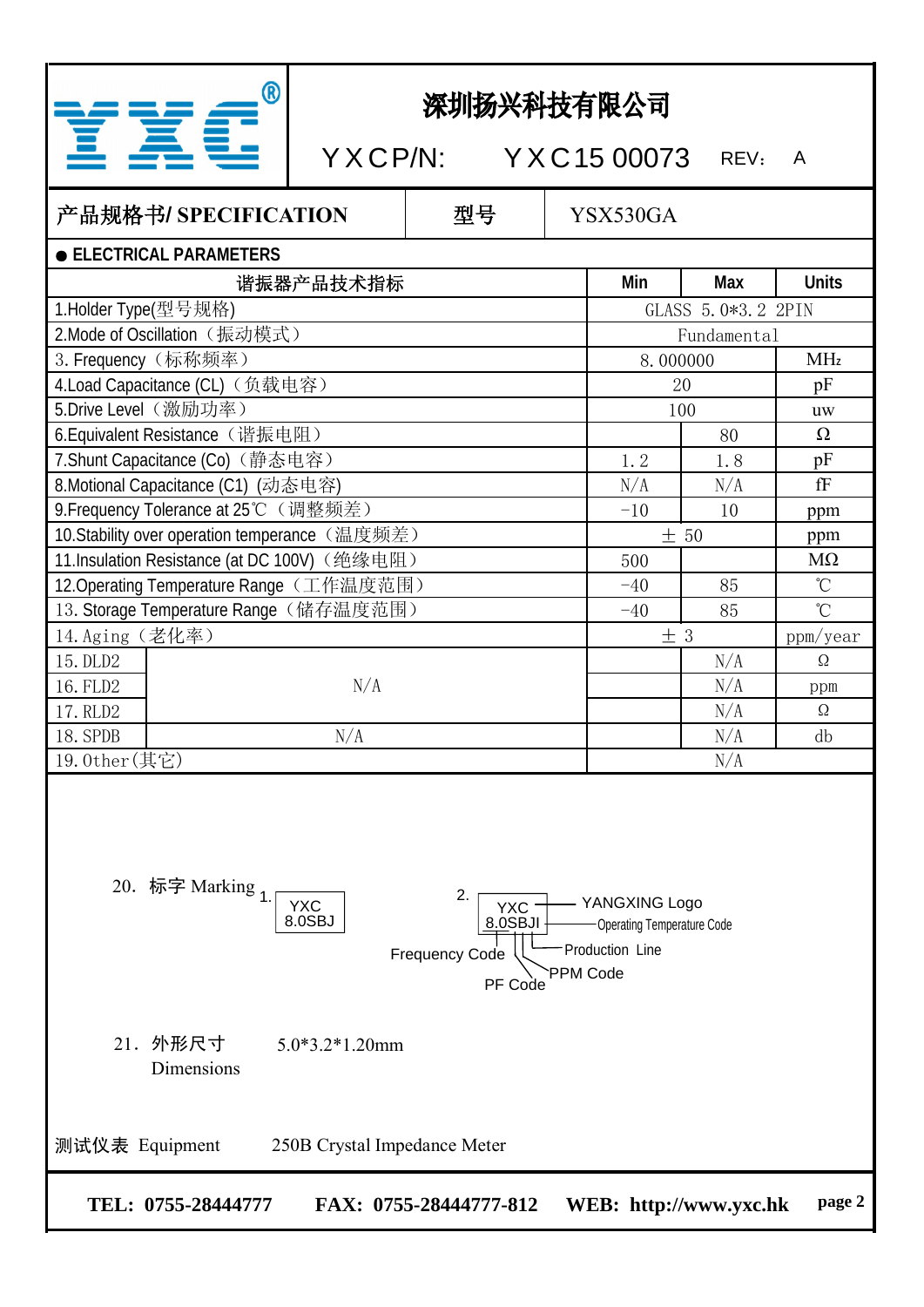# 深圳扬兴科技有限公司

YXCP/N: YXC15 00073 REV: A

| 产品规格书/ SPECIFICATION | 型号 | YSX530GA |
|---|---|---|

● ELECTRICAL PARAMETERS

| 谐振器产品技术指标 | | Min | Max | Units |
|---|---|---|---|---|
| 1.Holder Type(型号规格) | | GLASS 5.0*3.2 2PIN | | |
| 2.Mode of Oscillation（振动模式） | | Fundamental | | |
| 3. Frequency（标称频率） | | 8.000000 | | MHz |
| 4.Load Capacitance (CL)（负载电容） | | 20 | | pF |
| 5.Drive Level（激励功率） | | 100 | | uw |
| 6.Equivalent Resistance（谐振电阻） | | | 80 | Ω |
| 7.Shunt Capacitance (Co)（静态电容） | | 1.2 | 1.8 | pF |
| 8.Motional Capacitance (C1) (动态电容) | | N/A | N/A | fF |
| 9.Frequency Tolerance at 25℃（调整频差） | | -10 | 10 | ppm |
| 10.Stability over operation temperance（温度频差） | | ± 50 | | ppm |
| 11.Insulation Resistance (at DC 100V)（绝缘电阻） | | 500 | | MΩ |
| 12.Operating Temperature Range（工作温度范围） | | -40 | 85 | ℃ |
| 13. Storage Temperature Range（储存温度范围） | | -40 | 85 | ℃ |
| 14.Aging（老化率） | | ± 3 | | ppm/year |
| 15.DLD2 | N/A | | N/A | Ω |
| 16.FLD2 | | | N/A | ppm |
| 17.RLD2 | | | N/A | Ω |
| 18.SPDB | N/A | | N/A | db |
| 19.Other(其它) | | N/A | | |

20. 标字 Marking

1.
```
YXC
8.0SBJ
```

2.
```
YXC      —— YANGXING Logo
8.0SBJI  —— Operating Temperature Code
```
Frequency Code; PF Code; PPM Code; Production Line

21. 外形尺寸 Dimensions 5.0*3.2*1.20mm

测试仪表 Equipment 250B Crystal Impedance Meter

TEL: 0755-28444777 FAX: 0755-28444777-812 WEB: http://www.yxc.hk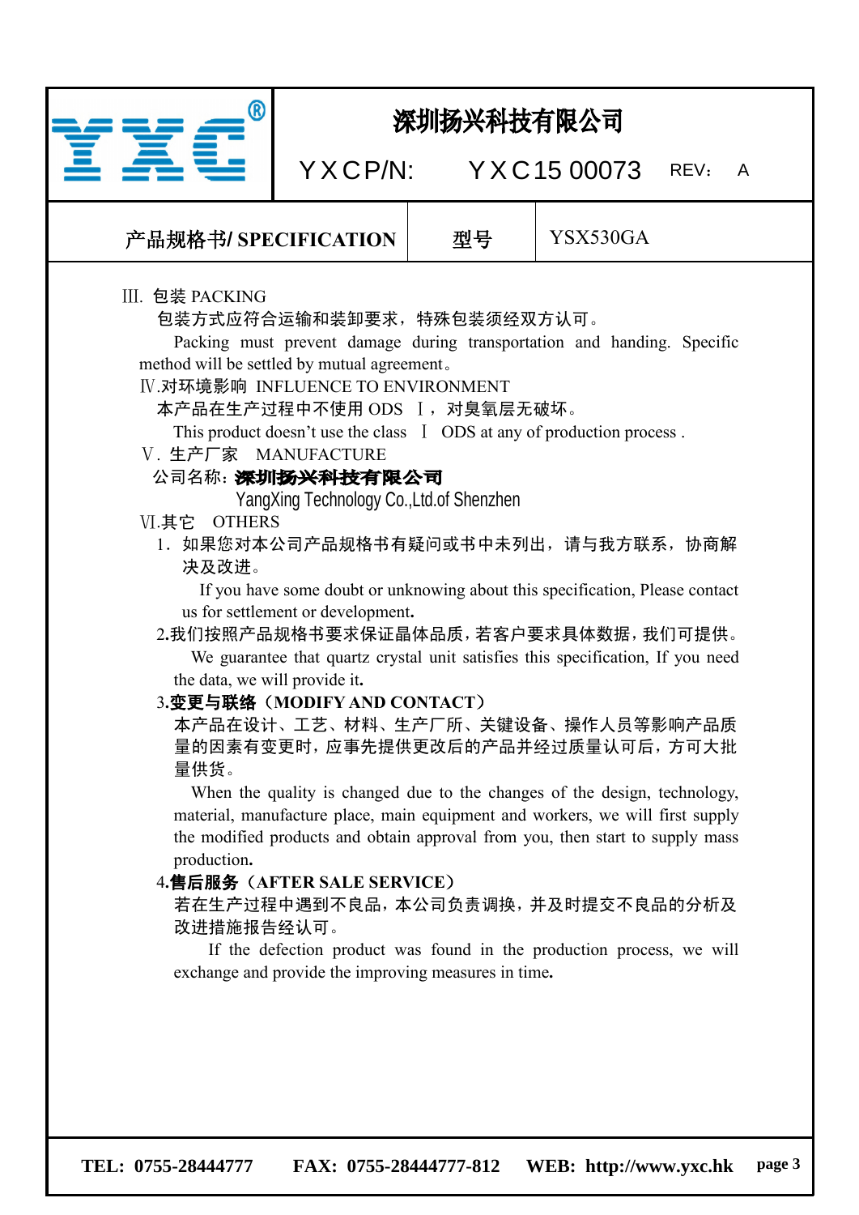| YXC® | 深圳扬兴科技有限公司 | | |
|---|---|---|---|
| | YXCP/N: YXC15 00073 REV: A | | |
| 产品规格书/ SPECIFICATION | 型号 | YSX530GA | |

Ⅲ. 包装 PACKING

包装方式应符合运输和装卸要求，特殊包装须经双方认可。

Packing must prevent damage during transportation and handing. Specific method will be settled by mutual agreement。

Ⅳ.对环境影响 INFLUENCE TO ENVIRONMENT

本产品在生产过程中不使用 ODS Ⅰ，对臭氧层无破坏。

This product doesn’t use the class Ⅰ ODS at any of production process .

Ⅴ. 生产厂家 MANUFACTURE

公司名称：**深圳扬兴科技有限公司**

YangXing Technology Co.,Ltd.of Shenzhen

Ⅵ.其它 OTHERS

1. 如果您对本公司产品规格书有疑问或书中未列出，请与我方联系，协商解决及改进。

   If you have some doubt or unknowing about this specification, Please contact us for settlement or development.

2. 我们按照产品规格书要求保证晶体品质，若客户要求具体数据，我们可提供。

   We guarantee that quartz crystal unit satisfies this specification, If you need the data, we will provide it.

3. **变更与联络（MODIFY AND CONTACT）**

   本产品在设计、工艺、材料、生产厂所、关键设备、操作人员等影响产品质量的因素有变更时，应事先提供更改后的产品并经过质量认可后，方可大批量供货。

   When the quality is changed due to the changes of the design, technology, material, manufacture place, main equipment and workers, we will first supply the modified products and obtain approval from you, then start to supply mass production.

4. **售后服务（AFTER SALE SERVICE）**

   若在生产过程中遇到不良品，本公司负责调换，并及时提交不良品的分析及改进措施报告经认可。

   If the defection product was found in the production process, we will exchange and provide the improving measures in time.

**TEL: 0755-28444777 FAX: 0755-28444777-812 WEB: http://www.yxc.hk**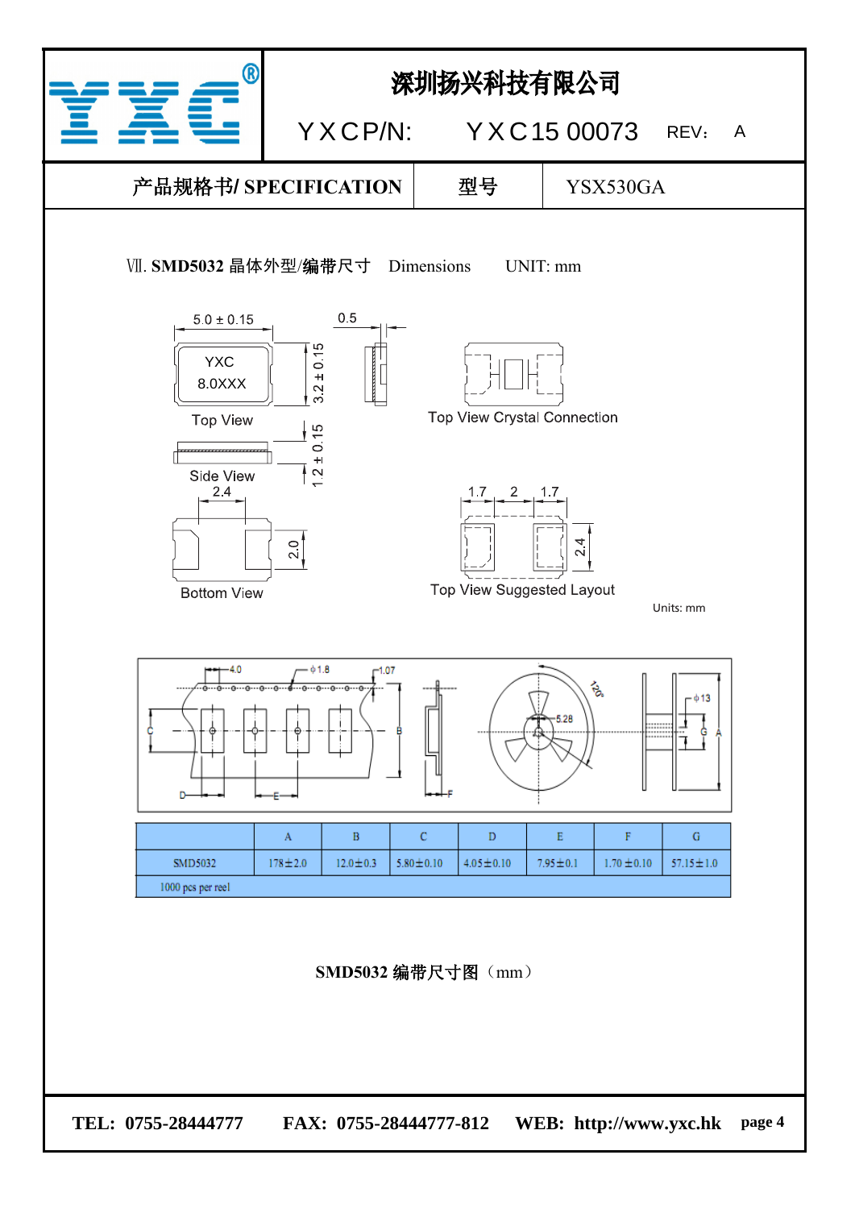| 深圳扬兴科技有限公司 | | |
|---|---|---|
| YXCP/N: YXC15 00073 | REV: | A |

| 产品规格书/ SPECIFICATION | 型号 | YSX530GA |
|---|---|---|

Ⅶ. **SMD5032 晶体外型/编带尺寸** Dimensions UNIT: mm

5.0 ± 0.15 | 0.5 | 3.2 ± 0.15 | YXC 8.0XXX

Top View

Top View Crystal Connection

Side View

1.2 ± 0.15

2.4 | 2.0

Bottom View

1.7 | 2 | 1.7 | 2.4

Top View Suggested Layout

Units: mm

4.0 | ϕ1.8 | 1.07 | 5.28 | 120° | ϕ13

| | A | B | C | D | E | F | G |
|---|---|---|---|---|---|---|---|
| SMD5032 | 178±2.0 | 12.0±0.3 | 5.80±0.10 | 4.05±0.10 | 7.95±0.1 | 1.70±0.10 | 57.15±1.0 |
| 1000 pcs per reel | | | | | | | |

**SMD5032 编带尺寸图**（mm）

**TEL: 0755-28444777 FAX: 0755-28444777-812 WEB: http://www.yxc.hk**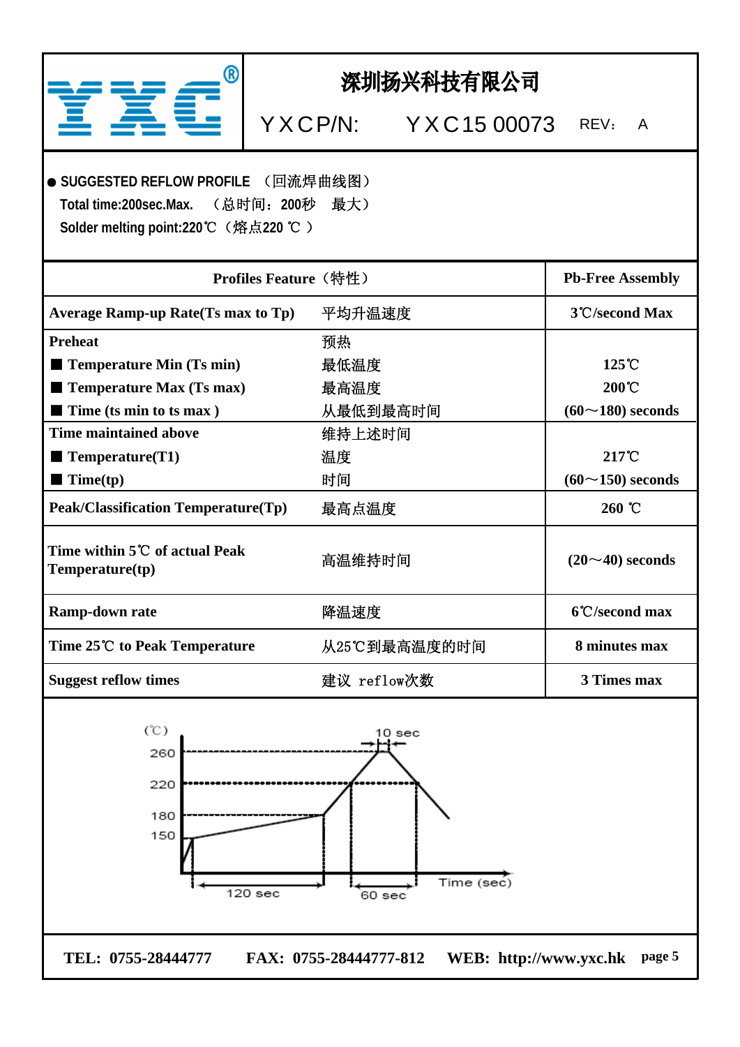# 深圳扬兴科技有限公司

YXCP/N: YXC15 00073 REV: A

● **SUGGESTED REFLOW PROFILE** （回流焊曲线图）

**Total time:200sec.Max.** （总时间：200秒 最大）

**Solder melting point:220℃（熔点220 ℃ ）**

| **Profiles Feature（特性）** | | **Pb-Free Assembly** |
|---|---|---|
| **Average Ramp-up Rate(Ts max to Tp)** | 平均升温速度 | **3℃/second Max** |
| **Preheat**<br>■ **Temperature Min (Ts min)**<br>■ **Temperature Max (Ts max)**<br>■ **Time (ts min to ts max )** | 预热<br>最低温度<br>最高温度<br>从最低到最高时间 | <br>**125℃**<br>**200℃**<br>**(60～180) seconds** |
| **Time maintained above**<br>■ **Temperature(T1)**<br>■ **Time(tp)** | 维持上述时间<br>温度<br>时间 | <br>**217℃**<br>**(60～150) seconds** |
| **Peak/Classification Temperature(Tp)** | 最高点温度 | **260 ℃** |
| **Time within 5℃ of actual Peak Temperature(tp)** | 高温维持时间 | **(20～40) seconds** |
| **Ramp-down rate** | 降温速度 | **6℃/second max** |
| **Time 25℃ to Peak Temperature** | 从25℃到最高温度的时间 | **8 minutes max** |
| **Suggest reflow times** | 建议 reflow次数 | **3 Times max** |

(℃) 260 220 180 150 — 10 sec — 120 sec — 60 sec — Time (sec)

**TEL: 0755-28444777 FAX: 0755-28444777-812 WEB: http://www.yxc.hk**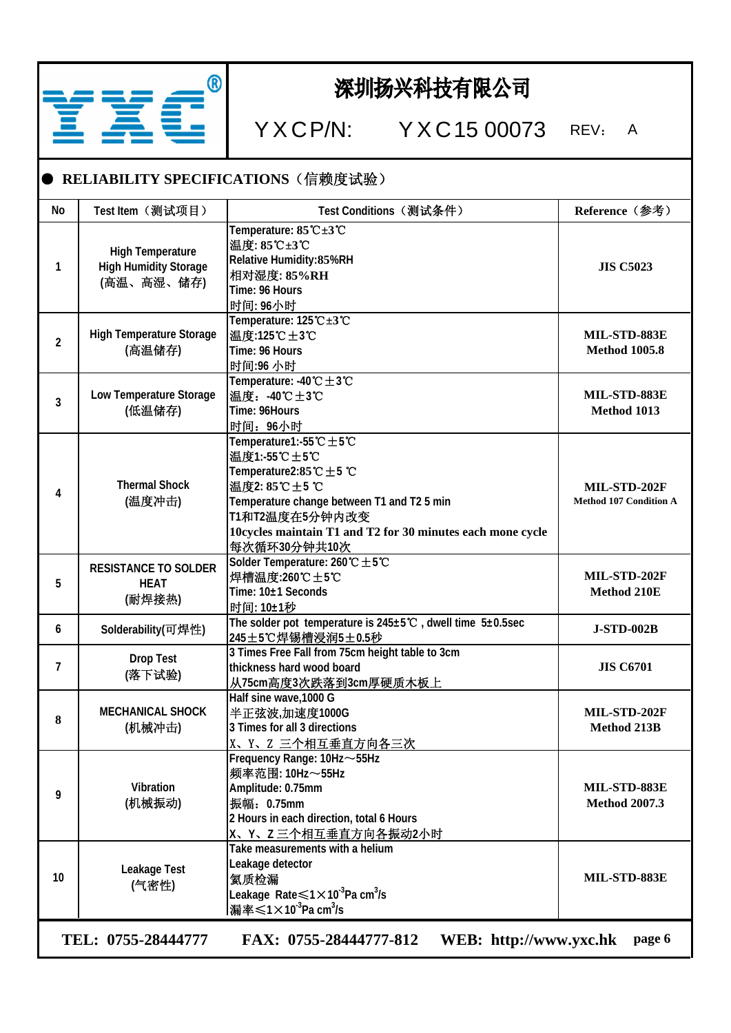# 深圳扬兴科技有限公司

YXCP/N: YXC15 00073 REV: A

## ● RELIABILITY SPECIFICATIONS（信赖度试验）

| No | Test Item（测试项目） | Test Conditions（测试条件） | Reference（参考） |
|---|---|---|---|
| 1 | High Temperature High Humidity Storage (高温、高湿、储存) | Temperature: 85℃±3℃<br>温度: 85℃±3℃<br>Relative Humidity:85%RH<br>相对湿度: 85%RH<br>Time: 96 Hours<br>时间: 96小时 | JIS C5023 |
| 2 | High Temperature Storage (高温储存) | Temperature: 125℃±3℃<br>温度:125℃±3℃<br>Time: 96 Hours<br>时间:96 小时 | MIL-STD-883E Method 1005.8 |
| 3 | Low Temperature Storage (低温储存) | Temperature: -40℃±3℃<br>温度：-40℃±3℃<br>Time: 96Hours<br>时间：96小时 | MIL-STD-883E Method 1013 |
| 4 | Thermal Shock (温度冲击) | Temperature1:-55℃±5℃<br>温度1:-55℃±5℃<br>Temperature2:85℃±5 ℃<br>温度2: 85℃±5 ℃<br>Temperature change between T1 and T2 5 min<br>T1和T2温度在5分钟内改变<br>10cycles maintain T1 and T2 for 30 minutes each mone cycle<br>每次循环30分钟共10次 | MIL-STD-202F Method 107 Condition A |
| 5 | RESISTANCE TO SOLDER HEAT (耐焊接热) | Solder Temperature: 260℃±5℃<br>焊槽温度:260℃±5℃<br>Time: 10±1 Seconds<br>时间: 10±1秒 | MIL-STD-202F Method 210E |
| 6 | Solderability(可焊性) | The solder pot temperature is 245±5℃ , dwell time 5±0.5sec<br>245±5℃焊锡槽浸润5±0.5秒 | J-STD-002B |
| 7 | Drop Test (落下试验) | 3 Times Free Fall from 75cm height table to 3cm thickness hard wood board<br>从75cm高度3次跌落到3cm厚硬质木板上 | JIS C6701 |
| 8 | MECHANICAL SHOCK (机械冲击) | Half sine wave,1000 G<br>半正弦波,加速度1000G<br>3 Times for all 3 directions<br>X、Y、Z 三个相互垂直方向各三次 | MIL-STD-202F Method 213B |
| 9 | Vibration (机械振动) | Frequency Range: 10Hz～55Hz<br>频率范围: 10Hz～55Hz<br>Amplitude: 0.75mm<br>振幅：0.75mm<br>2 Hours in each direction, total 6 Hours<br>X、Y、Z 三个相互垂直方向各振动2小时 | MIL-STD-883E Method 2007.3 |
| 10 | Leakage Test (气密性) | Take measurements with a helium Leakage detector<br>氦质检漏<br>Leakage Rate≤$1\times10^{-3}$Pa $cm^3$/s<br>漏率≤$1\times10^{-3}$Pa $cm^3$/s | MIL-STD-883E |

TEL: 0755-28444777 FAX: 0755-28444777-812 WEB: http://www.yxc.hk